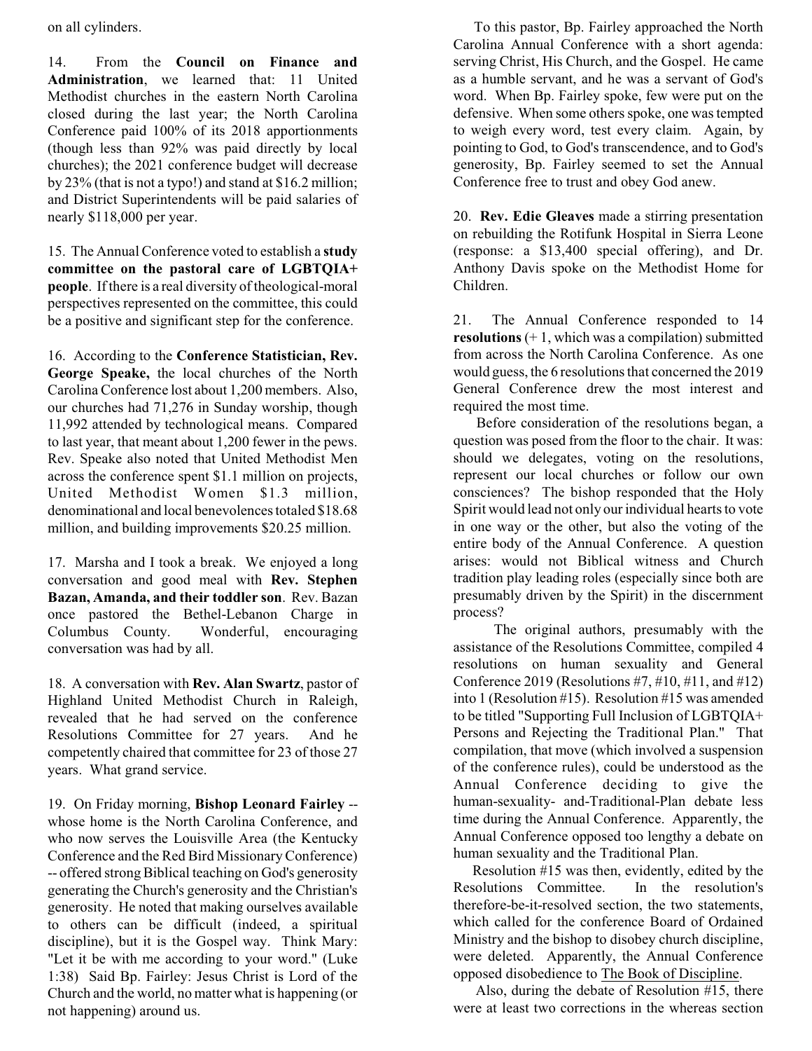on all cylinders.

14. From the **Council on Finance and Administration**, we learned that: 11 United Methodist churches in the eastern North Carolina closed during the last year; the North Carolina Conference paid 100% of its 2018 apportionments (though less than 92% was paid directly by local churches); the 2021 conference budget will decrease by 23% (that is not a typo!) and stand at $16.2 million; and District Superintendents will be paid salaries of nearly $118,000 per year.

15. The Annual Conference voted to establish a **study committee on the pastoral care of LGBTQIA+ people**. If there is a real diversity of theological-moral perspectives represented on the committee, this could be a positive and significant step for the conference.

16. According to the **Conference Statistician, Rev. George Speake,** the local churches of the North Carolina Conference lost about 1,200 members. Also, our churches had 71,276 in Sunday worship, though 11,992 attended by technological means. Compared to last year, that meant about 1,200 fewer in the pews. Rev. Speake also noted that United Methodist Men across the conference spent $1.1 million on projects, United Methodist Women $1.3 million, denominational and local benevolences totaled $18.68 million, and building improvements $20.25 million.

17. Marsha and I took a break. We enjoyed a long conversation and good meal with **Rev. Stephen Bazan, Amanda, and their toddler son**. Rev. Bazan once pastored the Bethel-Lebanon Charge in Columbus County. Wonderful, encouraging conversation was had by all.

18. A conversation with **Rev. Alan Swartz**, pastor of Highland United Methodist Church in Raleigh, revealed that he had served on the conference Resolutions Committee for 27 years. And he competently chaired that committee for 23 of those 27 years. What grand service.

19. On Friday morning, **Bishop Leonard Fairley** -- whose home is the North Carolina Conference, and who now serves the Louisville Area (the Kentucky Conference and the Red Bird Missionary Conference) -- offered strong Biblical teaching on God's generosity generating the Church's generosity and the Christian's generosity. He noted that making ourselves available to others can be difficult (indeed, a spiritual discipline), but it is the Gospel way. Think Mary: "Let it be with me according to your word." (Luke 1:38) Said Bp. Fairley: Jesus Christ is Lord of the Church and the world, no matter what is happening (or not happening) around us.

To this pastor, Bp. Fairley approached the North Carolina Annual Conference with a short agenda: serving Christ, His Church, and the Gospel. He came as a humble servant, and he was a servant of God's word. When Bp. Fairley spoke, few were put on the defensive. When some others spoke, one was tempted to weigh every word, test every claim. Again, by pointing to God, to God's transcendence, and to God's generosity, Bp. Fairley seemed to set the Annual Conference free to trust and obey God anew.

20. **Rev. Edie Gleaves** made a stirring presentation on rebuilding the Rotifunk Hospital in Sierra Leone (response: a $13,400 special offering), and Dr. Anthony Davis spoke on the Methodist Home for Children.

21. The Annual Conference responded to 14 **resolutions** (+ 1, which was a compilation) submitted from across the North Carolina Conference. As one would guess, the 6 resolutions that concerned the 2019 General Conference drew the most interest and required the most time.

Before consideration of the resolutions began, a question was posed from the floor to the chair. It was: should we delegates, voting on the resolutions, represent our local churches or follow our own consciences? The bishop responded that the Holy Spirit would lead not only our individual hearts to vote in one way or the other, but also the voting of the entire body of the Annual Conference. A question arises: would not Biblical witness and Church tradition play leading roles (especially since both are presumably driven by the Spirit) in the discernment process?

The original authors, presumably with the assistance of the Resolutions Committee, compiled 4 resolutions on human sexuality and General Conference 2019 (Resolutions #7, #10, #11, and #12) into 1 (Resolution #15). Resolution #15 was amended to be titled "Supporting Full Inclusion of LGBTQIA+ Persons and Rejecting the Traditional Plan." That compilation, that move (which involved a suspension of the conference rules), could be understood as the Annual Conference deciding to give the human-sexuality- and-Traditional-Plan debate less time during the Annual Conference. Apparently, the Annual Conference opposed too lengthy a debate on human sexuality and the Traditional Plan.

Resolution #15 was then, evidently, edited by the Resolutions Committee. In the resolution's therefore-be-it-resolved section, the two statements, which called for the conference Board of Ordained Ministry and the bishop to disobey church discipline, were deleted. Apparently, the Annual Conference opposed disobedience to The Book of Discipline.

Also, during the debate of Resolution #15, there were at least two corrections in the whereas section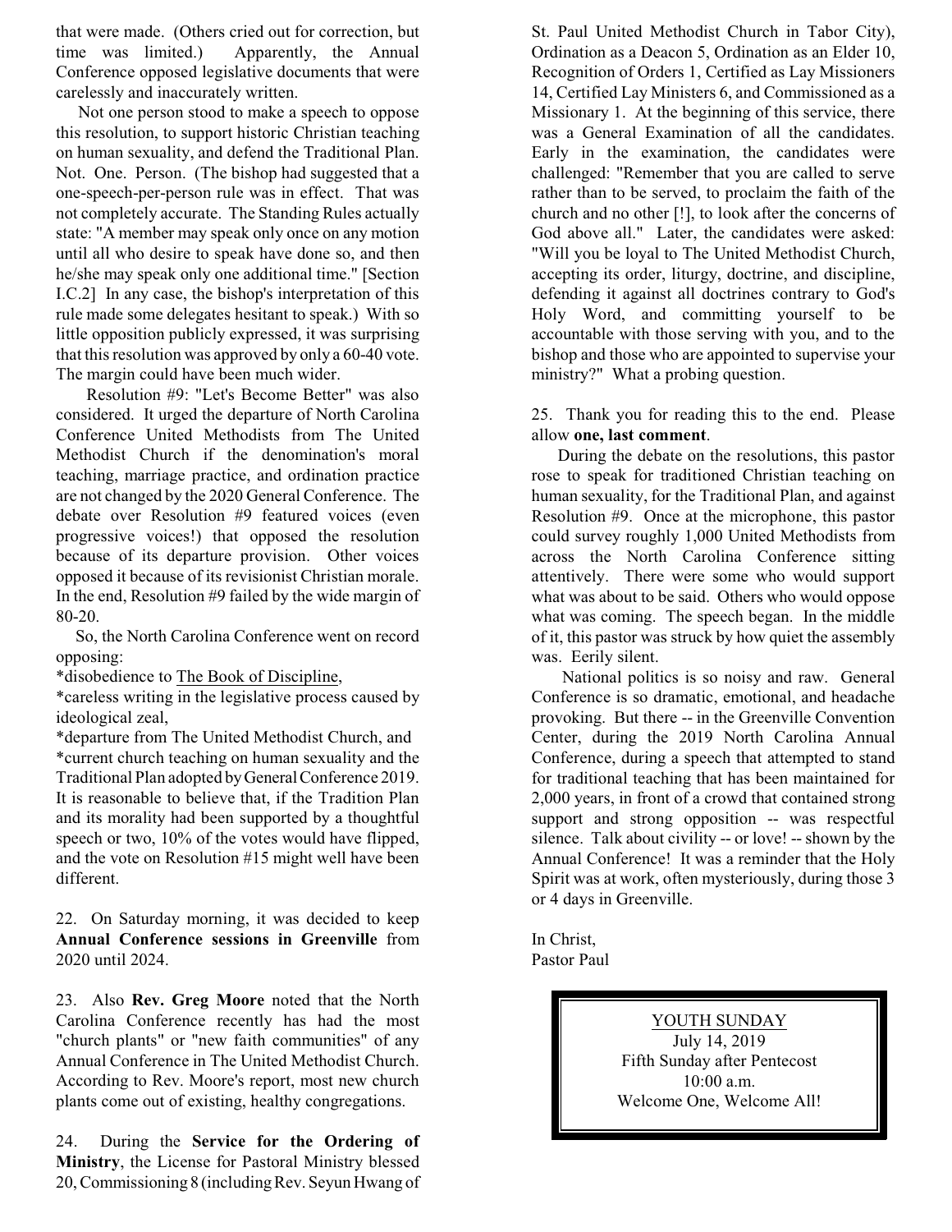that were made. (Others cried out for correction, but time was limited.) Apparently, the Annual Conference opposed legislative documents that were carelessly and inaccurately written.

Not one person stood to make a speech to oppose this resolution, to support historic Christian teaching on human sexuality, and defend the Traditional Plan. Not. One. Person. (The bishop had suggested that a one-speech-per-person rule was in effect. That was not completely accurate. The Standing Rules actually state: "A member may speak only once on any motion until all who desire to speak have done so, and then he/she may speak only one additional time." [Section I.C.2] In any case, the bishop's interpretation of this rule made some delegates hesitant to speak.) With so little opposition publicly expressed, it was surprising that this resolution was approved by only a 60-40 vote. The margin could have been much wider.

Resolution #9: "Let's Become Better" was also considered. It urged the departure of North Carolina Conference United Methodists from The United Methodist Church if the denomination's moral teaching, marriage practice, and ordination practice are not changed by the 2020 General Conference. The debate over Resolution #9 featured voices (even progressive voices!) that opposed the resolution because of its departure provision. Other voices opposed it because of its revisionist Christian morale. In the end, Resolution #9 failed by the wide margin of 80-20.

So, the North Carolina Conference went on record opposing:

*disobedience to The Book of Discipline,
*careless writing in the legislative process caused by ideological zeal,
*departure from The United Methodist Church, and
*current church teaching on human sexuality and the Traditional Plan adopted by General Conference 2019.

It is reasonable to believe that, if the Tradition Plan and its morality had been supported by a thoughtful speech or two, 10% of the votes would have flipped, and the vote on Resolution #15 might well have been different.

22. On Saturday morning, it was decided to keep **Annual Conference sessions in Greenville** from 2020 until 2024.

23. Also **Rev. Greg Moore** noted that the North Carolina Conference recently has had the most "church plants" or "new faith communities" of any Annual Conference in The United Methodist Church. According to Rev. Moore's report, most new church plants come out of existing, healthy congregations.

24. During the **Service for the Ordering of Ministry**, the License for Pastoral Ministry blessed 20, Commissioning 8 (including Rev. Seyun Hwang of St. Paul United Methodist Church in Tabor City), Ordination as a Deacon 5, Ordination as an Elder 10, Recognition of Orders 1, Certified as Lay Missioners 14, Certified Lay Ministers 6, and Commissioned as a Missionary 1. At the beginning of this service, there was a General Examination of all the candidates. Early in the examination, the candidates were challenged: "Remember that you are called to serve rather than to be served, to proclaim the faith of the church and no other [!], to look after the concerns of God above all." Later, the candidates were asked: "Will you be loyal to The United Methodist Church, accepting its order, liturgy, doctrine, and discipline, defending it against all doctrines contrary to God's Holy Word, and committing yourself to be accountable with those serving with you, and to the bishop and those who are appointed to supervise your ministry?" What a probing question.

25. Thank you for reading this to the end. Please allow **one, last comment**.

During the debate on the resolutions, this pastor rose to speak for traditioned Christian teaching on human sexuality, for the Traditional Plan, and against Resolution #9. Once at the microphone, this pastor could survey roughly 1,000 United Methodists from across the North Carolina Conference sitting attentively. There were some who would support what was about to be said. Others who would oppose what was coming. The speech began. In the middle of it, this pastor was struck by how quiet the assembly was. Eerily silent.

National politics is so noisy and raw. General Conference is so dramatic, emotional, and headache provoking. But there -- in the Greenville Convention Center, during the 2019 North Carolina Annual Conference, during a speech that attempted to stand for traditional teaching that has been maintained for 2,000 years, in front of a crowd that contained strong support and strong opposition -- was respectful silence. Talk about civility -- or love! -- shown by the Annual Conference! It was a reminder that the Holy Spirit was at work, often mysteriously, during those 3 or 4 days in Greenville.

In Christ,
Pastor Paul

YOUTH SUNDAY
July 14, 2019
Fifth Sunday after Pentecost
10:00 a.m.
Welcome One, Welcome All!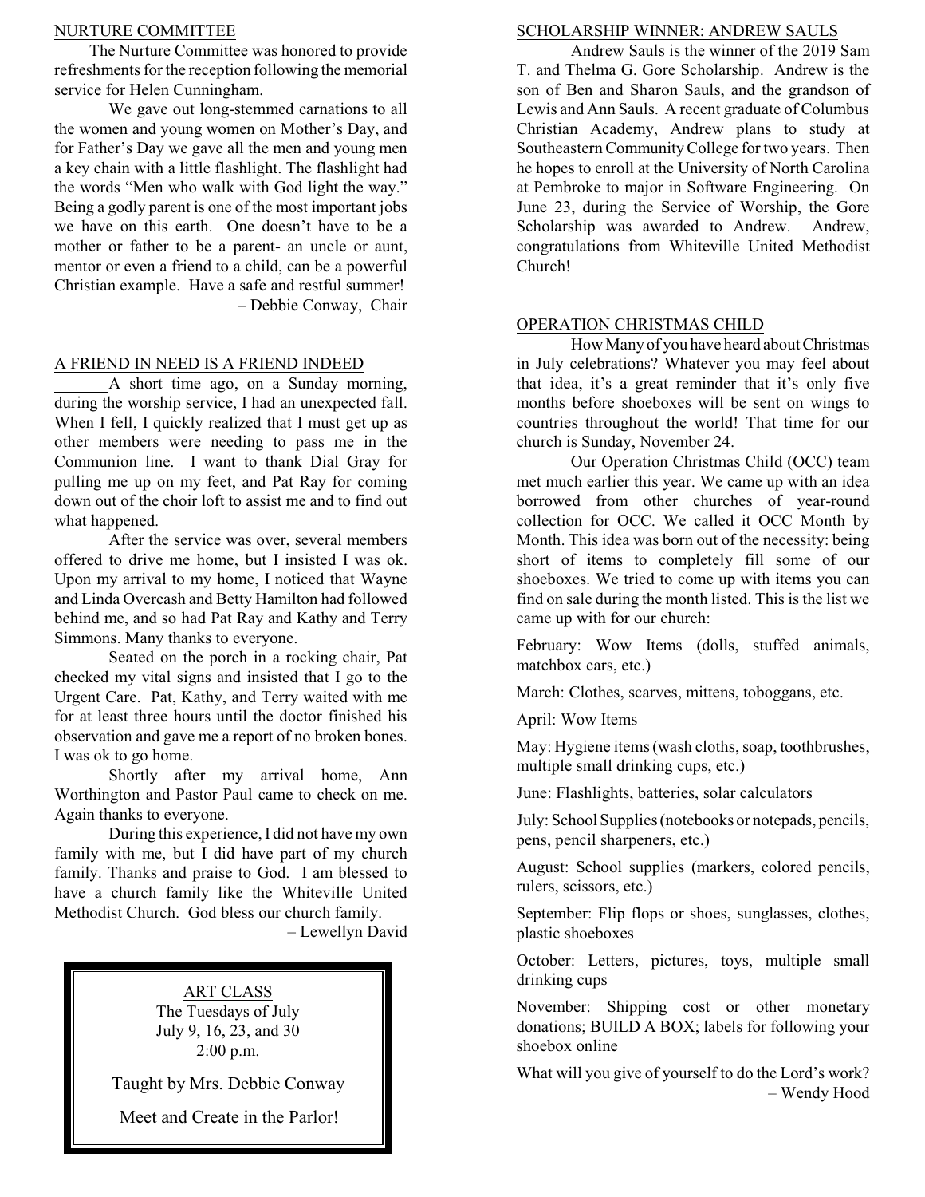## NURTURE COMMITTEE

The Nurture Committee was honored to provide refreshments for the reception following the memorial service for Helen Cunningham.

We gave out long-stemmed carnations to all the women and young women on Mother's Day, and for Father's Day we gave all the men and young men a key chain with a little flashlight. The flashlight had the words "Men who walk with God light the way." Being a godly parent is one of the most important jobs we have on this earth. One doesn't have to be a mother or father to be a parent- an uncle or aunt, mentor or even a friend to a child, can be a powerful Christian example. Have a safe and restful summer!

– Debbie Conway, Chair

## A FRIEND IN NEED IS A FRIEND INDEED

A short time ago, on a Sunday morning, during the worship service, I had an unexpected fall. When I fell, I quickly realized that I must get up as other members were needing to pass me in the Communion line. I want to thank Dial Gray for pulling me up on my feet, and Pat Ray for coming down out of the choir loft to assist me and to find out what happened.

After the service was over, several members offered to drive me home, but I insisted I was ok. Upon my arrival to my home, I noticed that Wayne and Linda Overcash and Betty Hamilton had followed behind me, and so had Pat Ray and Kathy and Terry Simmons. Many thanks to everyone.

Seated on the porch in a rocking chair, Pat checked my vital signs and insisted that I go to the Urgent Care. Pat, Kathy, and Terry waited with me for at least three hours until the doctor finished his observation and gave me a report of no broken bones. I was ok to go home.

Shortly after my arrival home, Ann Worthington and Pastor Paul came to check on me. Again thanks to everyone.

During this experience, I did not have my own family with me, but I did have part of my church family. Thanks and praise to God. I am blessed to have a church family like the Whiteville United Methodist Church. God bless our church family.

– Lewellyn David

> ART CLASS
> The Tuesdays of July
> July 9, 16, 23, and 30
> 2:00 p.m.
>
> Taught by Mrs. Debbie Conway
>
> Meet and Create in the Parlor!

## SCHOLARSHIP WINNER: ANDREW SAULS

Andrew Sauls is the winner of the 2019 Sam T. and Thelma G. Gore Scholarship. Andrew is the son of Ben and Sharon Sauls, and the grandson of Lewis and Ann Sauls. A recent graduate of Columbus Christian Academy, Andrew plans to study at Southeastern Community College for two years. Then he hopes to enroll at the University of North Carolina at Pembroke to major in Software Engineering. On June 23, during the Service of Worship, the Gore Scholarship was awarded to Andrew. Andrew, congratulations from Whiteville United Methodist Church!

## OPERATION CHRISTMAS CHILD

How Many of you have heard about Christmas in July celebrations? Whatever you may feel about that idea, it's a great reminder that it's only five months before shoeboxes will be sent on wings to countries throughout the world! That time for our church is Sunday, November 24.

Our Operation Christmas Child (OCC) team met much earlier this year. We came up with an idea borrowed from other churches of year-round collection for OCC. We called it OCC Month by Month. This idea was born out of the necessity: being short of items to completely fill some of our shoeboxes. We tried to come up with items you can find on sale during the month listed. This is the list we came up with for our church:

February: Wow Items (dolls, stuffed animals, matchbox cars, etc.)

March: Clothes, scarves, mittens, toboggans, etc.

April: Wow Items

May: Hygiene items (wash cloths, soap, toothbrushes, multiple small drinking cups, etc.)

June: Flashlights, batteries, solar calculators

July: School Supplies (notebooks or notepads, pencils, pens, pencil sharpeners, etc.)

August: School supplies (markers, colored pencils, rulers, scissors, etc.)

September: Flip flops or shoes, sunglasses, clothes, plastic shoeboxes

October: Letters, pictures, toys, multiple small drinking cups

November: Shipping cost or other monetary donations; BUILD A BOX; labels for following your shoebox online

What will you give of yourself to do the Lord's work?

– Wendy Hood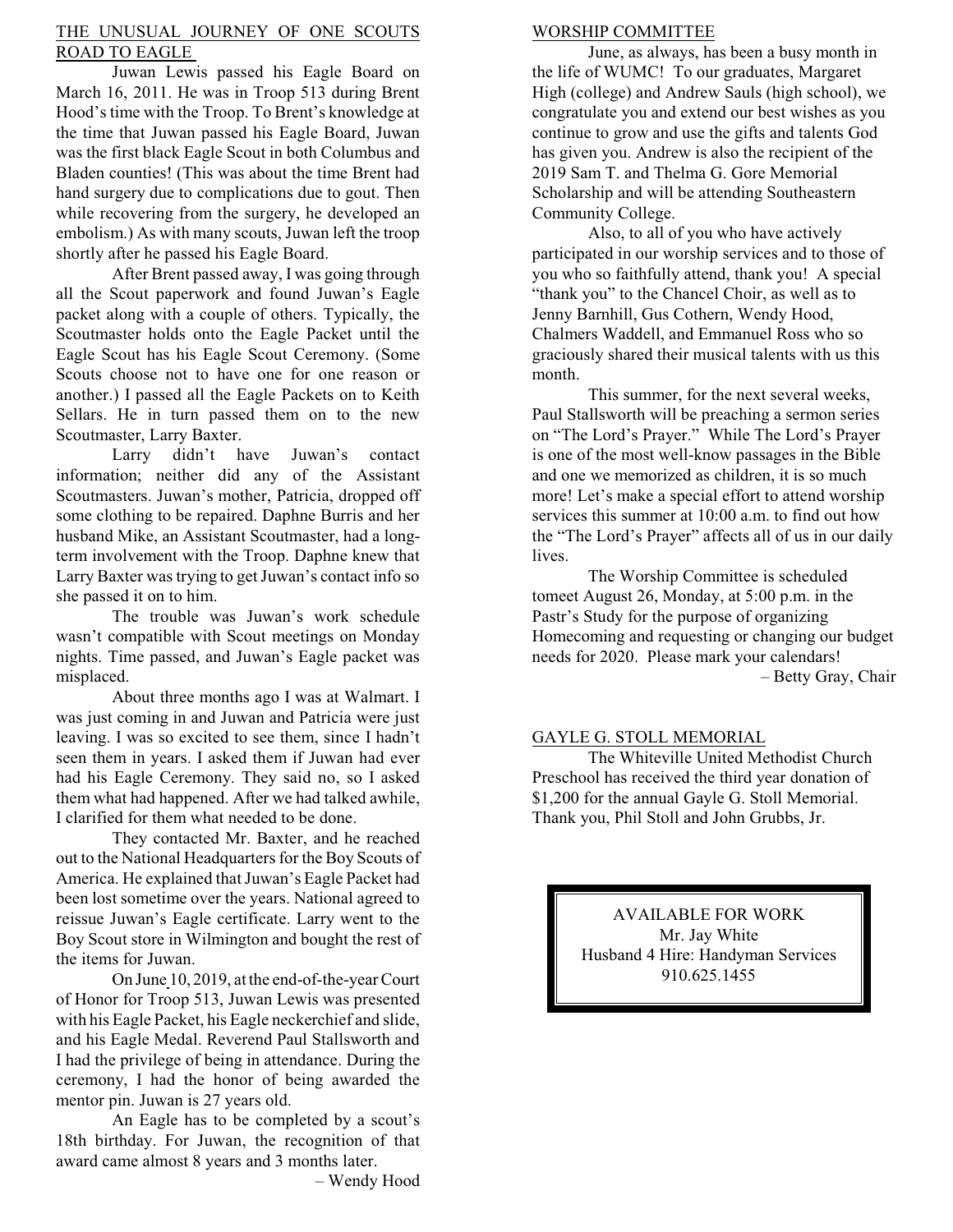## THE UNUSUAL JOURNEY OF ONE SCOUTS ROAD TO EAGLE

Juwan Lewis passed his Eagle Board on March 16, 2011. He was in Troop 513 during Brent Hood's time with the Troop. To Brent's knowledge at the time that Juwan passed his Eagle Board, Juwan was the first black Eagle Scout in both Columbus and Bladen counties! (This was about the time Brent had hand surgery due to complications due to gout. Then while recovering from the surgery, he developed an embolism.) As with many scouts, Juwan left the troop shortly after he passed his Eagle Board.

After Brent passed away, I was going through all the Scout paperwork and found Juwan's Eagle packet along with a couple of others. Typically, the Scoutmaster holds onto the Eagle Packet until the Eagle Scout has his Eagle Scout Ceremony. (Some Scouts choose not to have one for one reason or another.) I passed all the Eagle Packets on to Keith Sellars. He in turn passed them on to the new Scoutmaster, Larry Baxter.

Larry didn't have Juwan's contact information; neither did any of the Assistant Scoutmasters. Juwan's mother, Patricia, dropped off some clothing to be repaired. Daphne Burris and her husband Mike, an Assistant Scoutmaster, had a long-term involvement with the Troop. Daphne knew that Larry Baxter was trying to get Juwan's contact info so she passed it on to him.

The trouble was Juwan's work schedule wasn't compatible with Scout meetings on Monday nights. Time passed, and Juwan's Eagle packet was misplaced.

About three months ago I was at Walmart. I was just coming in and Juwan and Patricia were just leaving. I was so excited to see them, since I hadn't seen them in years. I asked them if Juwan had ever had his Eagle Ceremony. They said no, so I asked them what had happened. After we had talked awhile, I clarified for them what needed to be done.

They contacted Mr. Baxter, and he reached out to the National Headquarters for the Boy Scouts of America. He explained that Juwan's Eagle Packet had been lost sometime over the years. National agreed to reissue Juwan's Eagle certificate. Larry went to the Boy Scout store in Wilmington and bought the rest of the items for Juwan.

On June 10, 2019, at the end-of-the-year Court of Honor for Troop 513, Juwan Lewis was presented with his Eagle Packet, his Eagle neckerchief and slide, and his Eagle Medal. Reverend Paul Stallsworth and I had the privilege of being in attendance. During the ceremony, I had the honor of being awarded the mentor pin. Juwan is 27 years old.

An Eagle has to be completed by a scout's 18th birthday. For Juwan, the recognition of that award came almost 8 years and 3 months later.

– Wendy Hood

## WORSHIP COMMITTEE

June, as always, has been a busy month in the life of WUMC! To our graduates, Margaret High (college) and Andrew Sauls (high school), we congratulate you and extend our best wishes as you continue to grow and use the gifts and talents God has given you. Andrew is also the recipient of the 2019 Sam T. and Thelma G. Gore Memorial Scholarship and will be attending Southeastern Community College.

Also, to all of you who have actively participated in our worship services and to those of you who so faithfully attend, thank you! A special "thank you" to the Chancel Choir, as well as to Jenny Barnhill, Gus Cothern, Wendy Hood, Chalmers Waddell, and Emmanuel Ross who so graciously shared their musical talents with us this month.

This summer, for the next several weeks, Paul Stallsworth will be preaching a sermon series on "The Lord's Prayer." While The Lord's Prayer is one of the most well-know passages in the Bible and one we memorized as children, it is so much more! Let's make a special effort to attend worship services this summer at 10:00 a.m. to find out how the "The Lord's Prayer" affects all of us in our daily lives.

The Worship Committee is scheduled tomeet August 26, Monday, at 5:00 p.m. in the Pastr's Study for the purpose of organizing Homecoming and requesting or changing our budget needs for 2020. Please mark your calendars!

– Betty Gray, Chair

## GAYLE G. STOLL MEMORIAL

The Whiteville United Methodist Church Preschool has received the third year donation of $1,200 for the annual Gayle G. Stoll Memorial. Thank you, Phil Stoll and John Grubbs, Jr.

AVAILABLE FOR WORK
Mr. Jay White
Husband 4 Hire: Handyman Services
910.625.1455